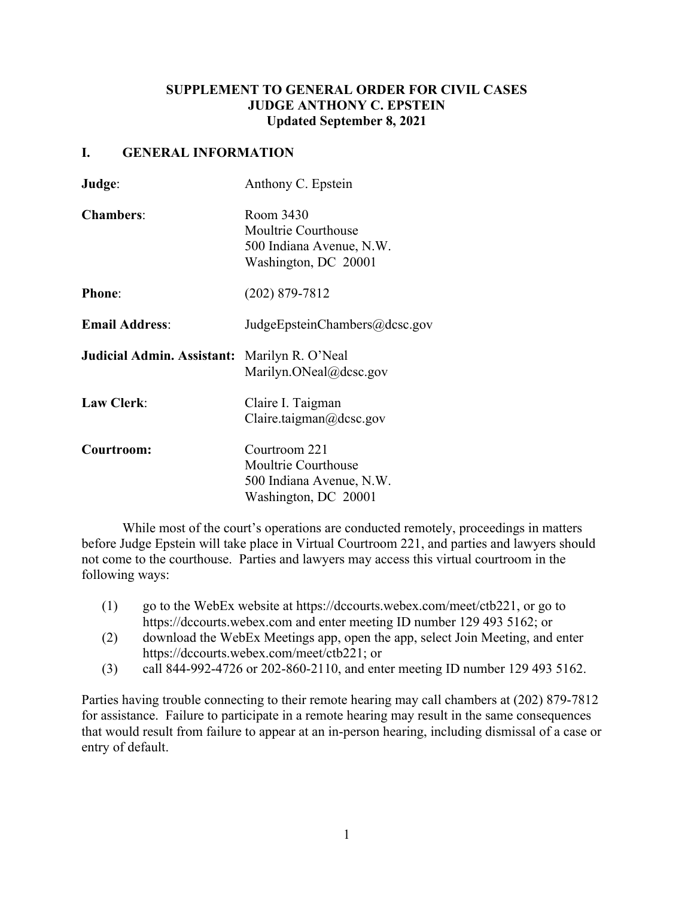**SUPPLEMENT TO GENERAL ORDER FOR CIVIL CASES**
**JUDGE ANTHONY C. EPSTEIN**
**Updated September 8, 2021**

## I. GENERAL INFORMATION

**Judge**: Anthony C. Epstein

**Chambers**: Room 3430
Moultrie Courthouse
500 Indiana Avenue, N.W.
Washington, DC 20001

**Phone**: (202) 879-7812

**Email Address**: JudgeEpsteinChambers@dcsc.gov

**Judicial Admin. Assistant**: Marilyn R. O'Neal
Marilyn.ONeal@dcsc.gov

**Law Clerk**: Claire I. Taigman
Claire.taigman@dcsc.gov

**Courtroom:** Courtroom 221
Moultrie Courthouse
500 Indiana Avenue, N.W.
Washington, DC 20001

While most of the court's operations are conducted remotely, proceedings in matters before Judge Epstein will take place in Virtual Courtroom 221, and parties and lawyers should not come to the courthouse. Parties and lawyers may access this virtual courtroom in the following ways:

(1) go to the WebEx website at https://dccourts.webex.com/meet/ctb221, or go to https://dccourts.webex.com and enter meeting ID number 129 493 5162; or
(2) download the WebEx Meetings app, open the app, select Join Meeting, and enter https://dccourts.webex.com/meet/ctb221; or
(3) call 844-992-4726 or 202-860-2110, and enter meeting ID number 129 493 5162.

Parties having trouble connecting to their remote hearing may call chambers at (202) 879-7812 for assistance. Failure to participate in a remote hearing may result in the same consequences that would result from failure to appear at an in-person hearing, including dismissal of a case or entry of default.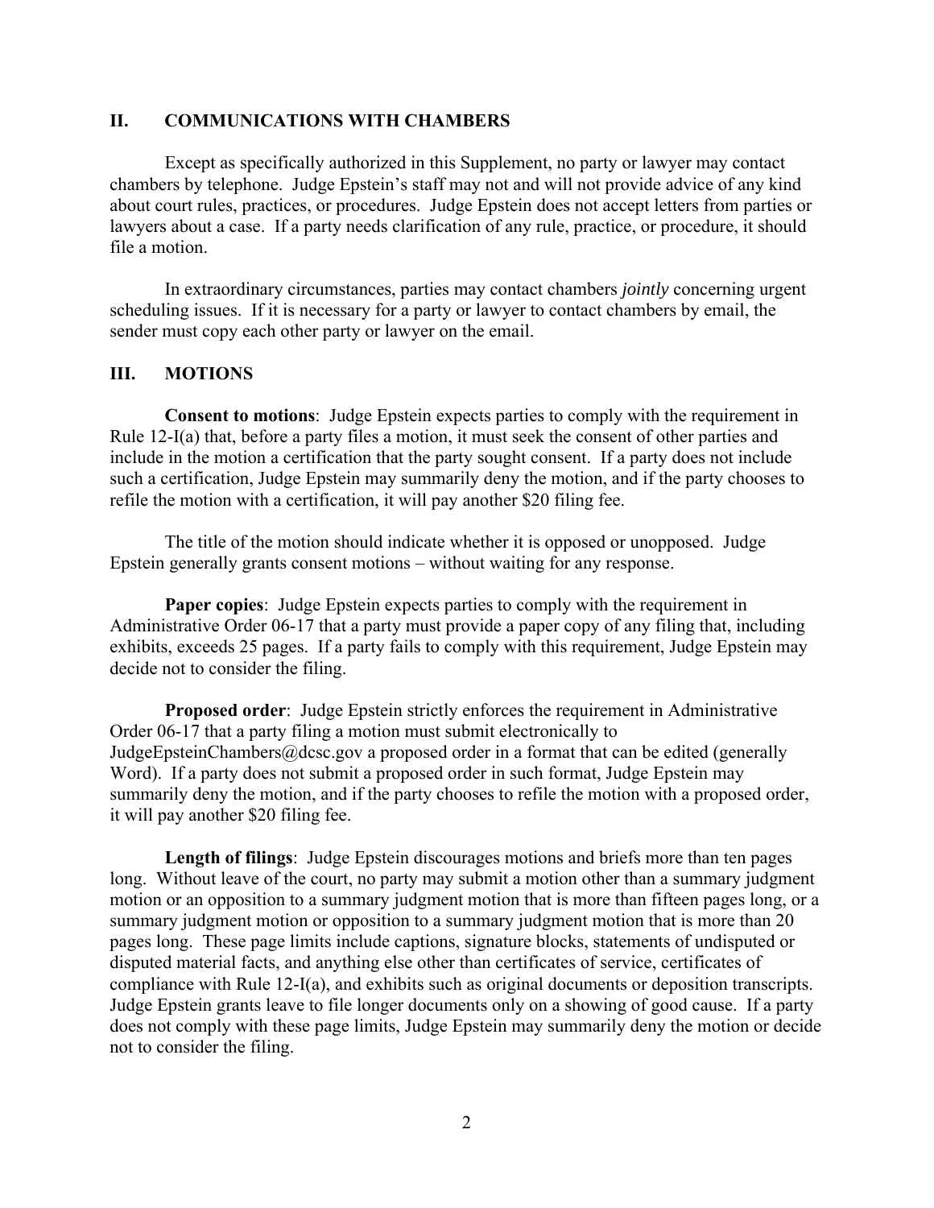## II. COMMUNICATIONS WITH CHAMBERS

Except as specifically authorized in this Supplement, no party or lawyer may contact chambers by telephone. Judge Epstein's staff may not and will not provide advice of any kind about court rules, practices, or procedures. Judge Epstein does not accept letters from parties or lawyers about a case. If a party needs clarification of any rule, practice, or procedure, it should file a motion.

In extraordinary circumstances, parties may contact chambers *jointly* concerning urgent scheduling issues. If it is necessary for a party or lawyer to contact chambers by email, the sender must copy each other party or lawyer on the email.

## III. MOTIONS

**Consent to motions**: Judge Epstein expects parties to comply with the requirement in Rule 12-I(a) that, before a party files a motion, it must seek the consent of other parties and include in the motion a certification that the party sought consent. If a party does not include such a certification, Judge Epstein may summarily deny the motion, and if the party chooses to refile the motion with a certification, it will pay another $20 filing fee.

The title of the motion should indicate whether it is opposed or unopposed. Judge Epstein generally grants consent motions – without waiting for any response.

**Paper copies**: Judge Epstein expects parties to comply with the requirement in Administrative Order 06-17 that a party must provide a paper copy of any filing that, including exhibits, exceeds 25 pages. If a party fails to comply with this requirement, Judge Epstein may decide not to consider the filing.

**Proposed order**: Judge Epstein strictly enforces the requirement in Administrative Order 06-17 that a party filing a motion must submit electronically to JudgeEpsteinChambers@dcsc.gov a proposed order in a format that can be edited (generally Word). If a party does not submit a proposed order in such format, Judge Epstein may summarily deny the motion, and if the party chooses to refile the motion with a proposed order, it will pay another $20 filing fee.

**Length of filings**: Judge Epstein discourages motions and briefs more than ten pages long. Without leave of the court, no party may submit a motion other than a summary judgment motion or an opposition to a summary judgment motion that is more than fifteen pages long, or a summary judgment motion or opposition to a summary judgment motion that is more than 20 pages long. These page limits include captions, signature blocks, statements of undisputed or disputed material facts, and anything else other than certificates of service, certificates of compliance with Rule 12-I(a), and exhibits such as original documents or deposition transcripts. Judge Epstein grants leave to file longer documents only on a showing of good cause. If a party does not comply with these page limits, Judge Epstein may summarily deny the motion or decide not to consider the filing.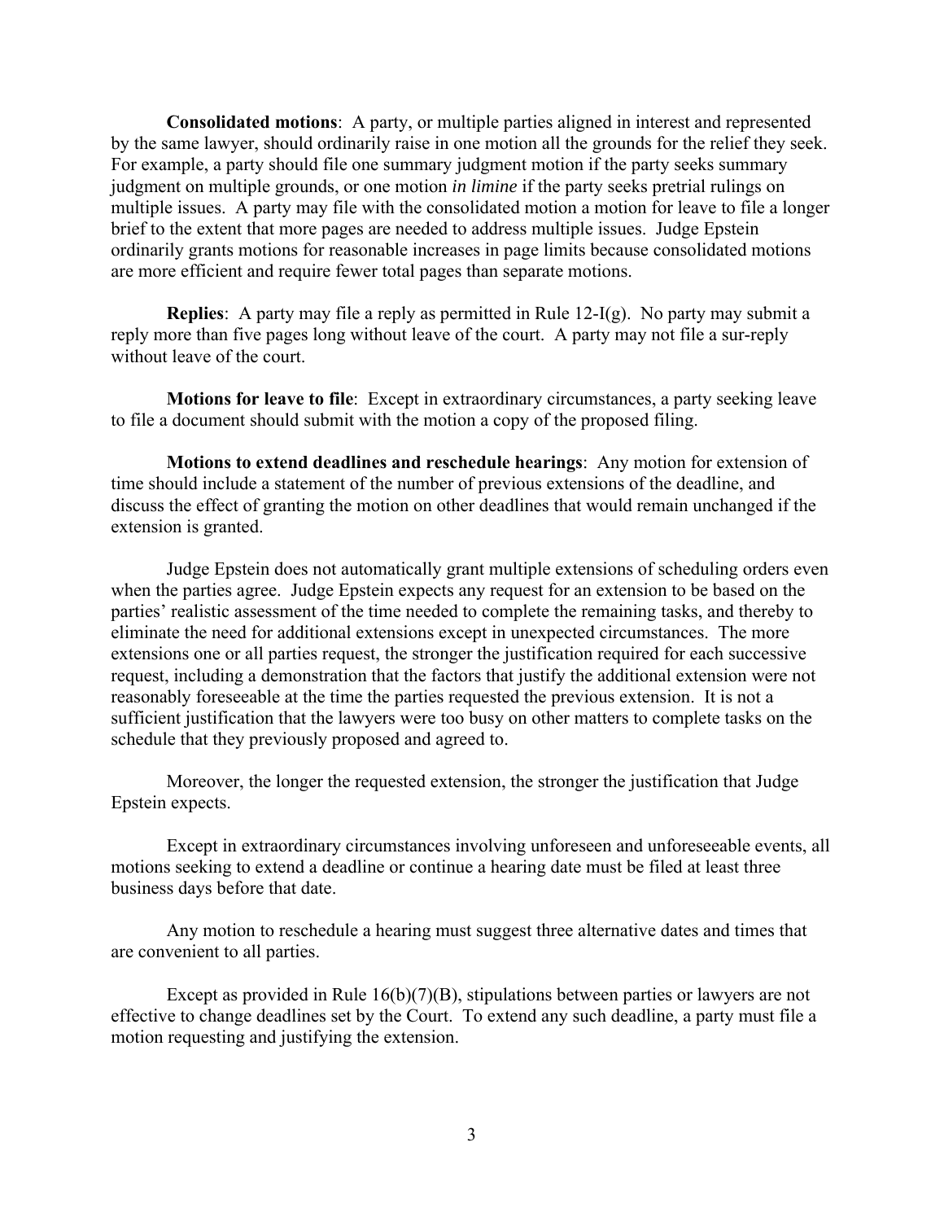**Consolidated motions**: A party, or multiple parties aligned in interest and represented by the same lawyer, should ordinarily raise in one motion all the grounds for the relief they seek. For example, a party should file one summary judgment motion if the party seeks summary judgment on multiple grounds, or one motion *in limine* if the party seeks pretrial rulings on multiple issues. A party may file with the consolidated motion a motion for leave to file a longer brief to the extent that more pages are needed to address multiple issues. Judge Epstein ordinarily grants motions for reasonable increases in page limits because consolidated motions are more efficient and require fewer total pages than separate motions.

**Replies**: A party may file a reply as permitted in Rule 12-I(g). No party may submit a reply more than five pages long without leave of the court. A party may not file a sur-reply without leave of the court.

**Motions for leave to file**: Except in extraordinary circumstances, a party seeking leave to file a document should submit with the motion a copy of the proposed filing.

**Motions to extend deadlines and reschedule hearings**: Any motion for extension of time should include a statement of the number of previous extensions of the deadline, and discuss the effect of granting the motion on other deadlines that would remain unchanged if the extension is granted.

Judge Epstein does not automatically grant multiple extensions of scheduling orders even when the parties agree. Judge Epstein expects any request for an extension to be based on the parties' realistic assessment of the time needed to complete the remaining tasks, and thereby to eliminate the need for additional extensions except in unexpected circumstances. The more extensions one or all parties request, the stronger the justification required for each successive request, including a demonstration that the factors that justify the additional extension were not reasonably foreseeable at the time the parties requested the previous extension. It is not a sufficient justification that the lawyers were too busy on other matters to complete tasks on the schedule that they previously proposed and agreed to.

Moreover, the longer the requested extension, the stronger the justification that Judge Epstein expects.

Except in extraordinary circumstances involving unforeseen and unforeseeable events, all motions seeking to extend a deadline or continue a hearing date must be filed at least three business days before that date.

Any motion to reschedule a hearing must suggest three alternative dates and times that are convenient to all parties.

Except as provided in Rule 16(b)(7)(B), stipulations between parties or lawyers are not effective to change deadlines set by the Court. To extend any such deadline, a party must file a motion requesting and justifying the extension.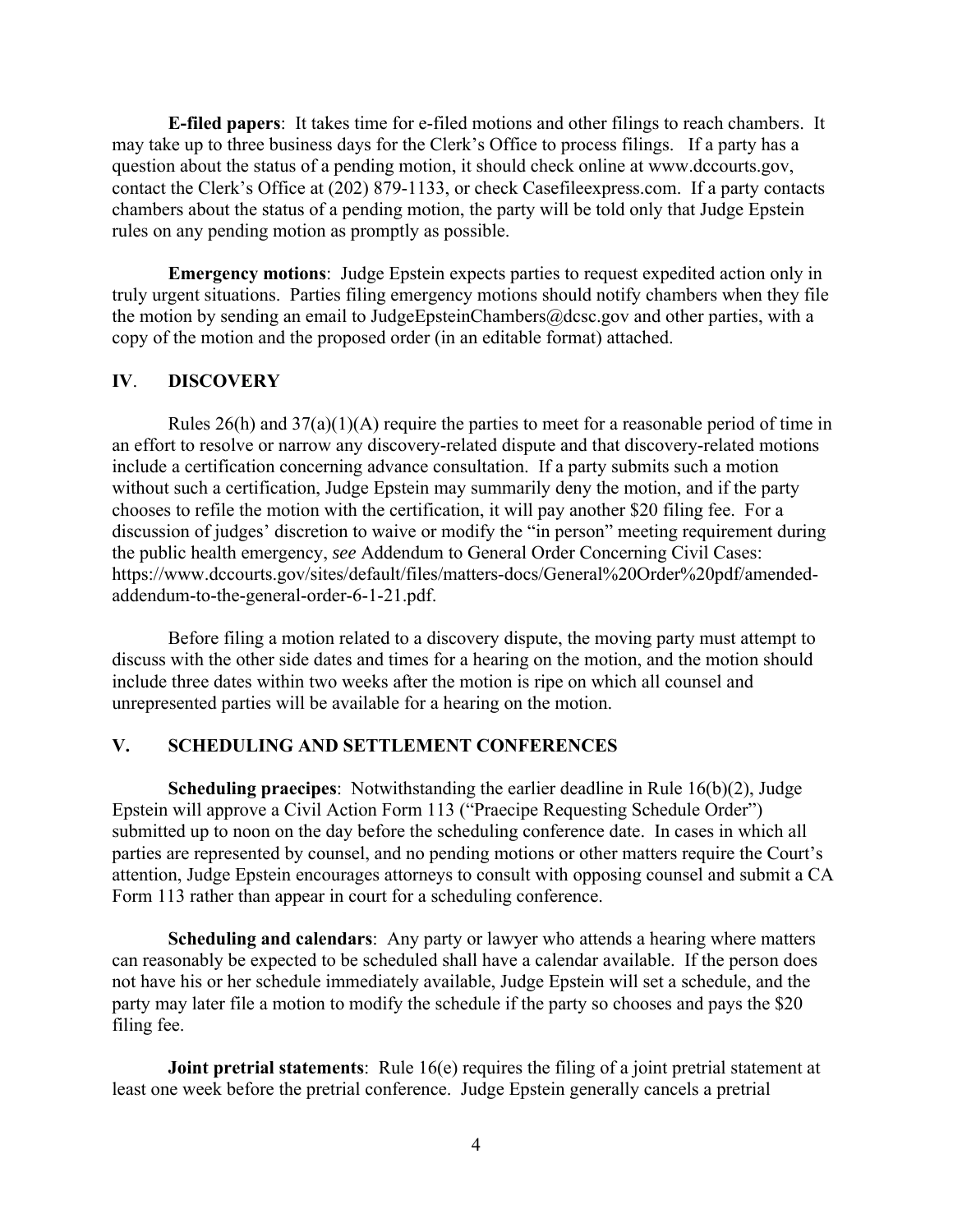**E-filed papers**: It takes time for e-filed motions and other filings to reach chambers. It may take up to three business days for the Clerk's Office to process filings. If a party has a question about the status of a pending motion, it should check online at www.dccourts.gov, contact the Clerk's Office at (202) 879-1133, or check Casefileexpress.com. If a party contacts chambers about the status of a pending motion, the party will be told only that Judge Epstein rules on any pending motion as promptly as possible.

**Emergency motions**: Judge Epstein expects parties to request expedited action only in truly urgent situations. Parties filing emergency motions should notify chambers when they file the motion by sending an email to JudgeEpsteinChambers@dcsc.gov and other parties, with a copy of the motion and the proposed order (in an editable format) attached.

## IV. DISCOVERY

Rules 26(h) and 37(a)(1)(A) require the parties to meet for a reasonable period of time in an effort to resolve or narrow any discovery-related dispute and that discovery-related motions include a certification concerning advance consultation. If a party submits such a motion without such a certification, Judge Epstein may summarily deny the motion, and if the party chooses to refile the motion with the certification, it will pay another $20 filing fee. For a discussion of judges' discretion to waive or modify the "in person" meeting requirement during the public health emergency, *see* Addendum to General Order Concerning Civil Cases: https://www.dccourts.gov/sites/default/files/matters-docs/General%20Order%20pdf/amended-addendum-to-the-general-order-6-1-21.pdf.

Before filing a motion related to a discovery dispute, the moving party must attempt to discuss with the other side dates and times for a hearing on the motion, and the motion should include three dates within two weeks after the motion is ripe on which all counsel and unrepresented parties will be available for a hearing on the motion.

## V. SCHEDULING AND SETTLEMENT CONFERENCES

**Scheduling praecipes**: Notwithstanding the earlier deadline in Rule 16(b)(2), Judge Epstein will approve a Civil Action Form 113 ("Praecipe Requesting Schedule Order") submitted up to noon on the day before the scheduling conference date. In cases in which all parties are represented by counsel, and no pending motions or other matters require the Court's attention, Judge Epstein encourages attorneys to consult with opposing counsel and submit a CA Form 113 rather than appear in court for a scheduling conference.

**Scheduling and calendars**: Any party or lawyer who attends a hearing where matters can reasonably be expected to be scheduled shall have a calendar available. If the person does not have his or her schedule immediately available, Judge Epstein will set a schedule, and the party may later file a motion to modify the schedule if the party so chooses and pays the $20 filing fee.

**Joint pretrial statements**: Rule 16(e) requires the filing of a joint pretrial statement at least one week before the pretrial conference. Judge Epstein generally cancels a pretrial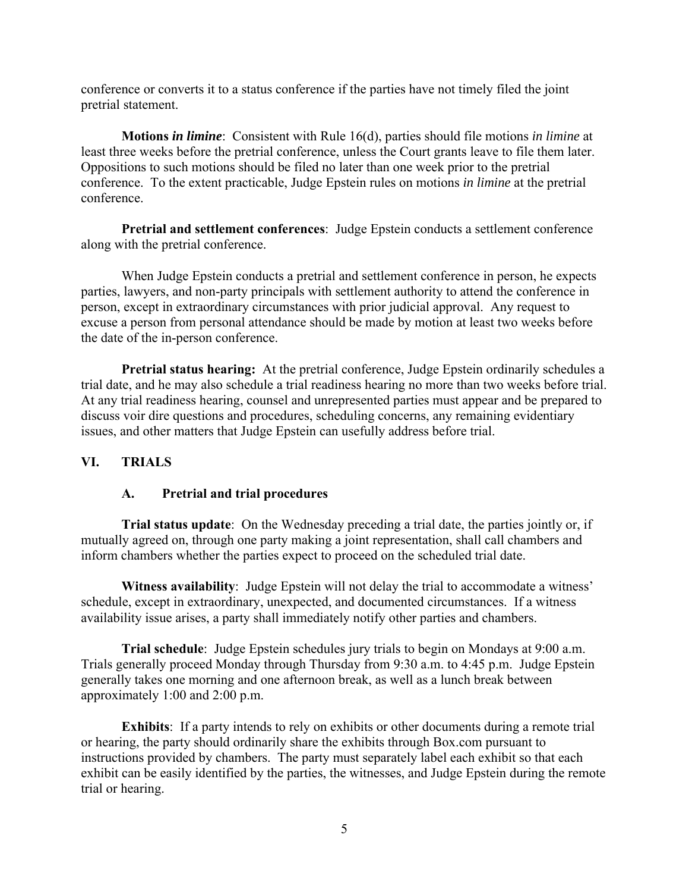conference or converts it to a status conference if the parties have not timely filed the joint pretrial statement.

**Motions *in limine***: Consistent with Rule 16(d), parties should file motions *in limine* at least three weeks before the pretrial conference, unless the Court grants leave to file them later. Oppositions to such motions should be filed no later than one week prior to the pretrial conference. To the extent practicable, Judge Epstein rules on motions *in limine* at the pretrial conference.

**Pretrial and settlement conferences**: Judge Epstein conducts a settlement conference along with the pretrial conference.

When Judge Epstein conducts a pretrial and settlement conference in person, he expects parties, lawyers, and non-party principals with settlement authority to attend the conference in person, except in extraordinary circumstances with prior judicial approval. Any request to excuse a person from personal attendance should be made by motion at least two weeks before the date of the in-person conference.

**Pretrial status hearing:** At the pretrial conference, Judge Epstein ordinarily schedules a trial date, and he may also schedule a trial readiness hearing no more than two weeks before trial. At any trial readiness hearing, counsel and unrepresented parties must appear and be prepared to discuss voir dire questions and procedures, scheduling concerns, any remaining evidentiary issues, and other matters that Judge Epstein can usefully address before trial.

## VI. TRIALS

### A. Pretrial and trial procedures

**Trial status update**: On the Wednesday preceding a trial date, the parties jointly or, if mutually agreed on, through one party making a joint representation, shall call chambers and inform chambers whether the parties expect to proceed on the scheduled trial date.

**Witness availability**: Judge Epstein will not delay the trial to accommodate a witness' schedule, except in extraordinary, unexpected, and documented circumstances. If a witness availability issue arises, a party shall immediately notify other parties and chambers.

**Trial schedule**: Judge Epstein schedules jury trials to begin on Mondays at 9:00 a.m. Trials generally proceed Monday through Thursday from 9:30 a.m. to 4:45 p.m. Judge Epstein generally takes one morning and one afternoon break, as well as a lunch break between approximately 1:00 and 2:00 p.m.

**Exhibits**: If a party intends to rely on exhibits or other documents during a remote trial or hearing, the party should ordinarily share the exhibits through Box.com pursuant to instructions provided by chambers. The party must separately label each exhibit so that each exhibit can be easily identified by the parties, the witnesses, and Judge Epstein during the remote trial or hearing.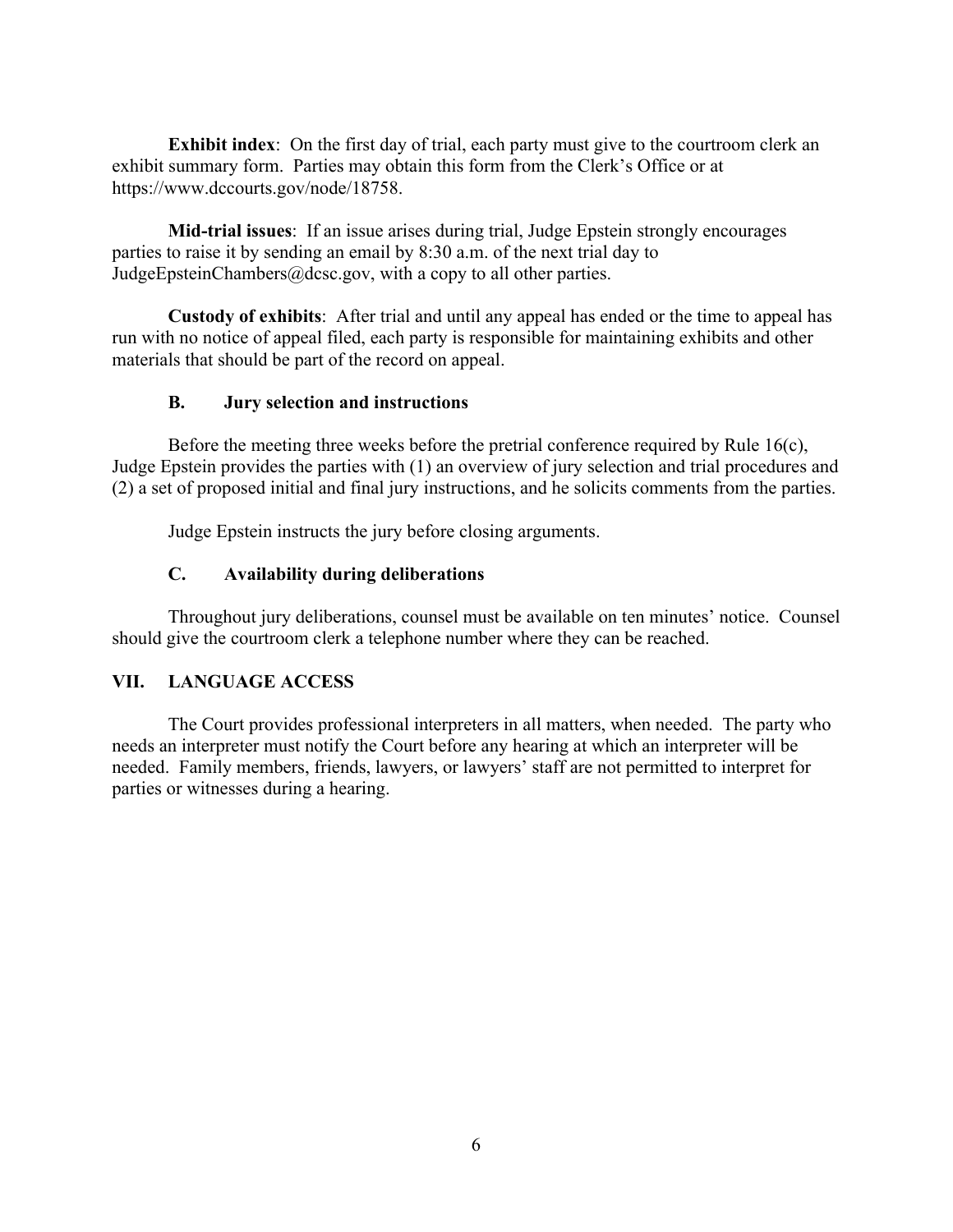**Exhibit index**: On the first day of trial, each party must give to the courtroom clerk an exhibit summary form. Parties may obtain this form from the Clerk's Office or at https://www.dccourts.gov/node/18758.

**Mid-trial issues**: If an issue arises during trial, Judge Epstein strongly encourages parties to raise it by sending an email by 8:30 a.m. of the next trial day to JudgeEpsteinChambers@dcsc.gov, with a copy to all other parties.

**Custody of exhibits**: After trial and until any appeal has ended or the time to appeal has run with no notice of appeal filed, each party is responsible for maintaining exhibits and other materials that should be part of the record on appeal.

### B. Jury selection and instructions

Before the meeting three weeks before the pretrial conference required by Rule 16(c), Judge Epstein provides the parties with (1) an overview of jury selection and trial procedures and (2) a set of proposed initial and final jury instructions, and he solicits comments from the parties.

Judge Epstein instructs the jury before closing arguments.

### C. Availability during deliberations

Throughout jury deliberations, counsel must be available on ten minutes' notice. Counsel should give the courtroom clerk a telephone number where they can be reached.

## VII. LANGUAGE ACCESS

The Court provides professional interpreters in all matters, when needed. The party who needs an interpreter must notify the Court before any hearing at which an interpreter will be needed. Family members, friends, lawyers, or lawyers' staff are not permitted to interpret for parties or witnesses during a hearing.